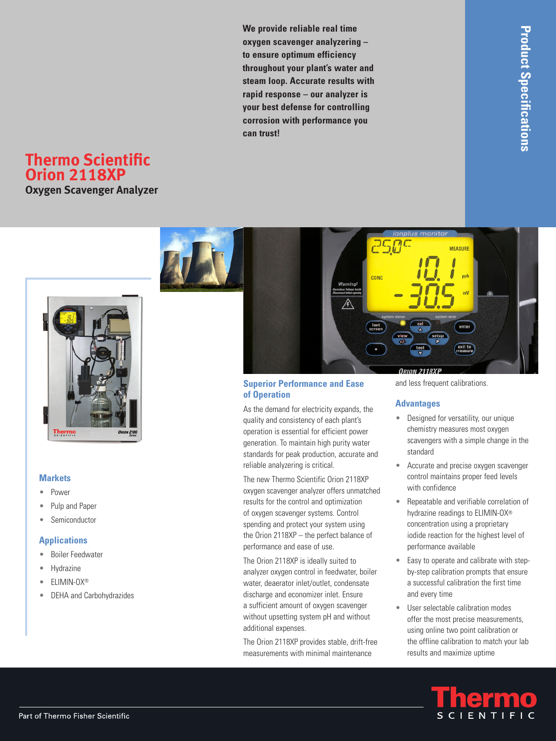# Thermo Scientific Orion 2118XP

## Oxygen Scavenger Analyzer

**We provide reliable real time oxygen scavenger analyzering – to ensure optimum efficiency throughout your plant's water and steam loop. Accurate results with rapid response – our analyzer is your best defense for controlling corrosion with performance you can trust!**

Product Specifications

### Markets

- Power
- Pulp and Paper
- Semiconductor

### Applications

- Boiler Feedwater
- Hydrazine
- ELIMIN-OX®
- DEHA and Carbohydrazides

### Superior Performance and Ease of Operation

As the demand for electricity expands, the quality and consistency of each plant's operation is essential for efficient power generation. To maintain high purity water standards for peak production, accurate and reliable analyzering is critical.

The new Thermo Scientific Orion 2118XP oxygen scavenger analyzer offers unmatched results for the control and optimization of oxygen scavenger systems. Control spending and protect your system using the Orion 2118XP – the perfect balance of performance and ease of use.

The Orion 2118XP is ideally suited to analyzer oxygen control in feedwater, boiler water, deaerator inlet/outlet, condensate discharge and economizer inlet. Ensure a sufficient amount of oxygen scavenger without upsetting system pH and without additional expenses.

The Orion 2118XP provides stable, drift-free measurements with minimal maintenance and less frequent calibrations.

### Advantages

- Designed for versatility, our unique chemistry measures most oxygen scavengers with a simple change in the standard
- Accurate and precise oxygen scavenger control maintains proper feed levels with confidence
- Repeatable and verifiable correlation of hydrazine readings to ELIMIN-OX® concentration using a proprietary iodide reaction for the highest level of performance available
- Easy to operate and calibrate with step-by-step calibration prompts that ensure a successful calibration the first time and every time
- User selectable calibration modes offer the most precise measurements, using online two point calibration or the offline calibration to match your lab results and maximize uptime

Part of Thermo Fisher Scientific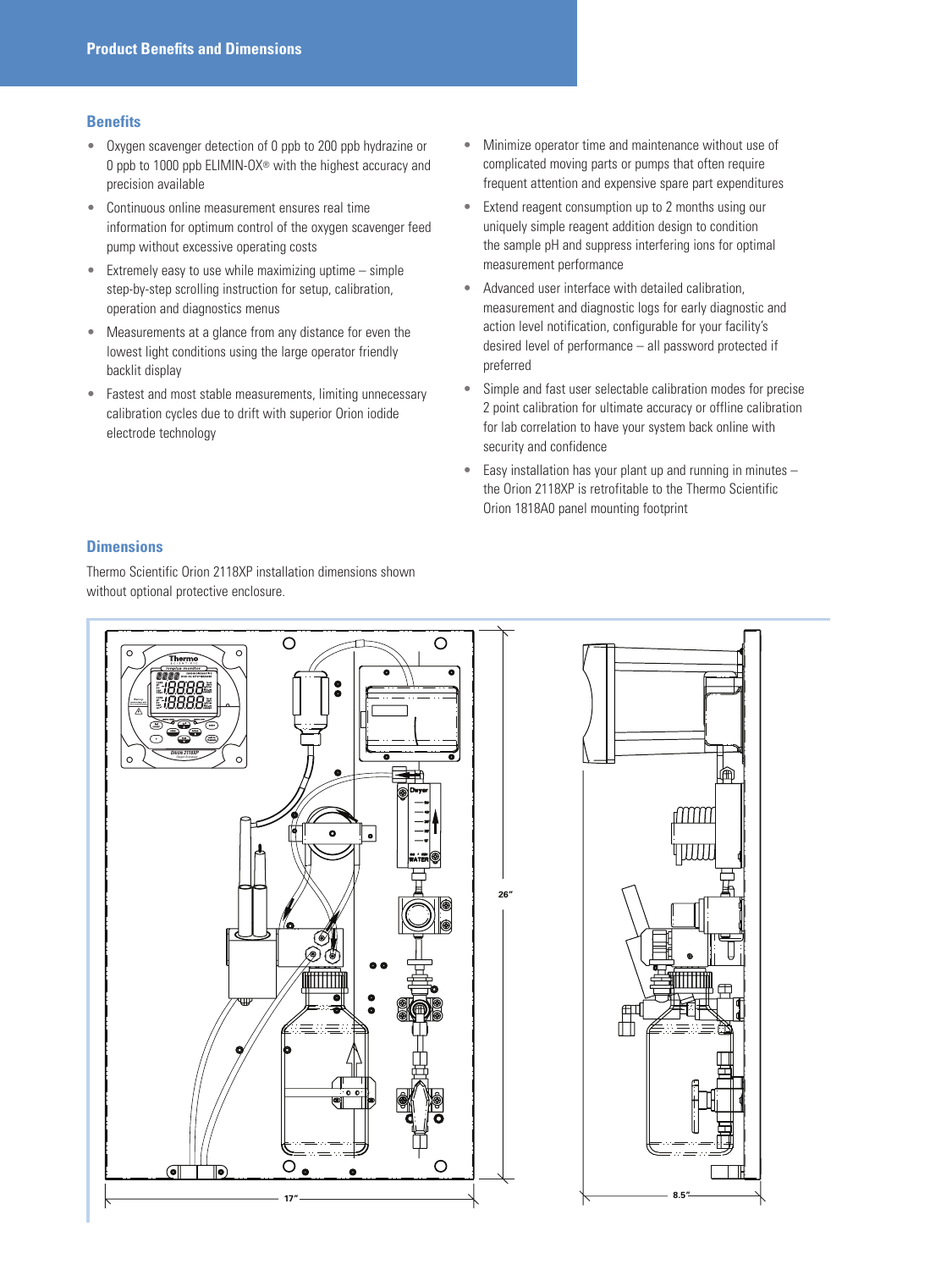## Product Benefits and Dimensions

### Benefits

- Oxygen scavenger detection of 0 ppb to 200 ppb hydrazine or 0 ppb to 1000 ppb ELIMIN-OX® with the highest accuracy and precision available
- Continuous online measurement ensures real time information for optimum control of the oxygen scavenger feed pump without excessive operating costs
- Extremely easy to use while maximizing uptime – simple step-by-step scrolling instruction for setup, calibration, operation and diagnostics menus
- Measurements at a glance from any distance for even the lowest light conditions using the large operator friendly backlit display
- Fastest and most stable measurements, limiting unnecessary calibration cycles due to drift with superior Orion iodide electrode technology
- Minimize operator time and maintenance without use of complicated moving parts or pumps that often require frequent attention and expensive spare part expenditures
- Extend reagent consumption up to 2 months using our uniquely simple reagent addition design to condition the sample pH and suppress interfering ions for optimal measurement performance
- Advanced user interface with detailed calibration, measurement and diagnostic logs for early diagnostic and action level notification, configurable for your facility's desired level of performance – all password protected if preferred
- Simple and fast user selectable calibration modes for precise 2 point calibration for ultimate accuracy or offline calibration for lab correlation to have your system back online with security and confidence
- Easy installation has your plant up and running in minutes – the Orion 2118XP is retrofitable to the Thermo Scientific Orion 1818A0 panel mounting footprint

### Dimensions

Thermo Scientific Orion 2118XP installation dimensions shown without optional protective enclosure.

26″

17″

8.5″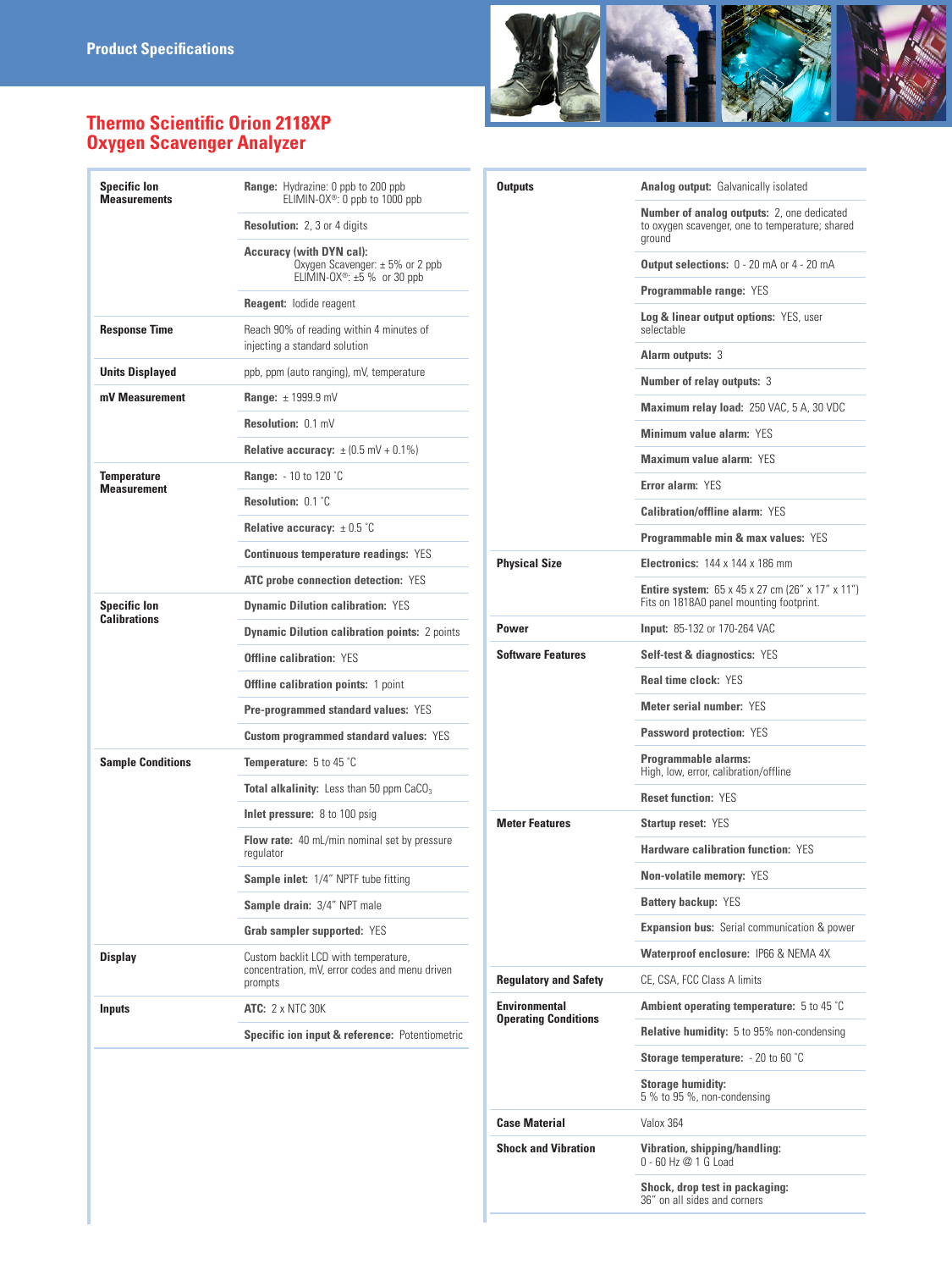## Product Specifications

# Thermo Scientific Orion 2118XP Oxygen Scavenger Analyzer

| | |
|---|---|
| **Specific Ion Measurements** | **Range:** Hydrazine: 0 ppb to 200 ppb<br>ELIMIN-OX®: 0 ppb to 1000 ppb |
| | **Resolution:** 2, 3 or 4 digits |
| | **Accuracy (with DYN cal):**<br>Oxygen Scavenger: ± 5% or 2 ppb<br>ELIMIN-OX®: ±5 % or 30 ppb |
| | **Reagent:** Iodide reagent |
| **Response Time** | Reach 90% of reading within 4 minutes of injecting a standard solution |
| **Units Displayed** | ppb, ppm (auto ranging), mV, temperature |
| **mV Measurement** | **Range:** ± 1999.9 mV |
| | **Resolution:** 0.1 mV |
| | **Relative accuracy:** ± (0.5 mV + 0.1%) |
| **Temperature Measurement** | **Range:** - 10 to 120 °C |
| | **Resolution:** 0.1 °C |
| | **Relative accuracy:** ± 0.5 °C |
| | **Continuous temperature readings:** YES |
| | **ATC probe connection detection:** YES |
| **Specific Ion Calibrations** | **Dynamic Dilution calibration:** YES |
| | **Dynamic Dilution calibration points:** 2 points |
| | **Offline calibration:** YES |
| | **Offline calibration points:** 1 point |
| | **Pre-programmed standard values:** YES |
| | **Custom programmed standard values:** YES |
| **Sample Conditions** | **Temperature:** 5 to 45 °C |
| | **Total alkalinity:** Less than 50 ppm $CaCO_3$ |
| | **Inlet pressure:** 8 to 100 psig |
| | **Flow rate:** 40 mL/min nominal set by pressure regulator |
| | **Sample inlet:** 1/4" NPTF tube fitting |
| | **Sample drain:** 3/4" NPT male |
| | **Grab sampler supported:** YES |
| **Display** | Custom backlit LCD with temperature, concentration, mV, error codes and menu driven prompts |
| **Inputs** | **ATC:** 2 x NTC 30K |
| | **Specific ion input & reference:** Potentiometric |
| **Outputs** | **Analog output:** Galvanically isolated |
| | **Number of analog outputs:** 2, one dedicated to oxygen scavenger, one to temperature; shared ground |
| | **Output selections:** 0 - 20 mA or 4 - 20 mA |
| | **Programmable range:** YES |
| | **Log & linear output options:** YES, user selectable |
| | **Alarm outputs:** 3 |
| | **Number of relay outputs:** 3 |
| | **Maximum relay load:** 250 VAC, 5 A, 30 VDC |
| | **Minimum value alarm:** YES |
| | **Maximum value alarm:** YES |
| | **Error alarm:** YES |
| | **Calibration/offline alarm:** YES |
| | **Programmable min & max values:** YES |
| **Physical Size** | **Electronics:** 144 x 144 x 186 mm |
| | **Entire system:** 65 x 45 x 27 cm (26" x 17" x 11")<br>Fits on 1818A0 panel mounting footprint. |
| **Power** | **Input:** 85-132 or 170-264 VAC |
| **Software Features** | **Self-test & diagnostics:** YES |
| | **Real time clock:** YES |
| | **Meter serial number:** YES |
| | **Password protection:** YES |
| | **Programmable alarms:**<br>High, low, error, calibration/offline |
| | **Reset function:** YES |
| **Meter Features** | **Startup reset:** YES |
| | **Hardware calibration function:** YES |
| | **Non-volatile memory:** YES |
| | **Battery backup:** YES |
| | **Expansion bus:** Serial communication & power |
| | **Waterproof enclosure:** IP66 & NEMA 4X |
| **Regulatory and Safety** | CE, CSA, FCC Class A limits |
| **Environmental Operating Conditions** | **Ambient operating temperature:** 5 to 45 °C |
| | **Relative humidity:** 5 to 95% non-condensing |
| | **Storage temperature:** - 20 to 60 °C |
| | **Storage humidity:**<br>5 % to 95 %, non-condensing |
| **Case Material** | Valox 364 |
| **Shock and Vibration** | **Vibration, shipping/handling:**<br>0 - 60 Hz @ 1 G Load |
| | **Shock, drop test in packaging:**<br>36" on all sides and corners |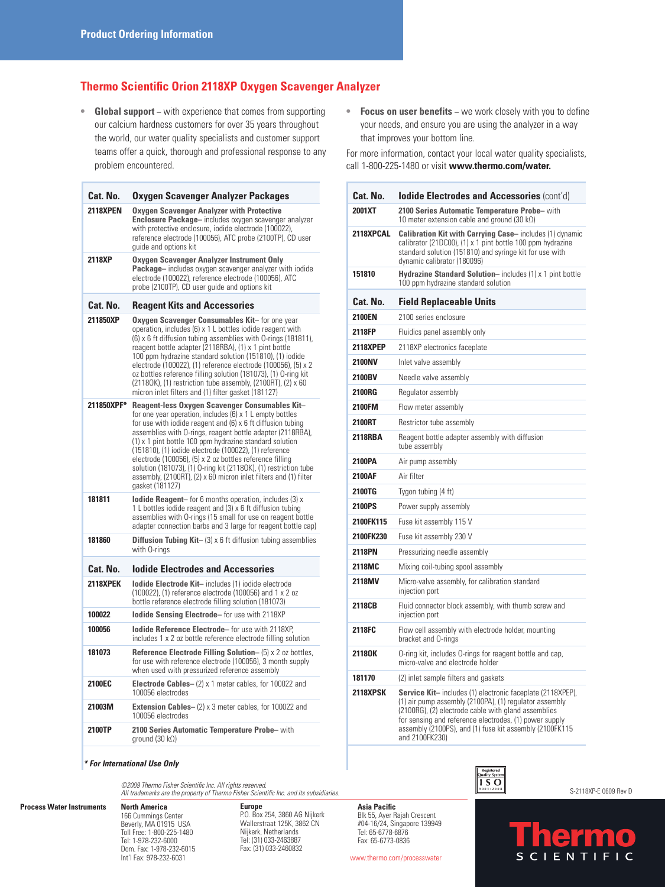## Product Ordering Information

# Thermo Scientific Orion 2118XP Oxygen Scavenger Analyzer

- **Global support** – with experience that comes from supporting our calcium hardness customers for over 35 years throughout the world, our water quality specialists and customer support teams offer a quick, thorough and professional response to any problem encountered.
- **Focus on user benefits** – we work closely with you to define your needs, and ensure you are using the analyzer in a way that improves your bottom line.

For more information, contact your local water quality specialists, call 1-800-225-1480 or visit **www.thermo.com/water.**

| Cat. No. | Oxygen Scavenger Analyzer Packages |
|---|---|
| 2118XPEN | **Oxygen Scavenger Analyzer with Protective Enclosure Package**– includes oxygen scavenger analyzer with protective enclosure, iodide electrode (100022), reference electrode (100056), ATC probe (2100TP), CD user guide and options kit |
| 2118XP | **Oxygen Scavenger Analyzer Instrument Only Package**– includes oxygen scavenger analyzer with iodide electrode (100022), reference electrode (100056), ATC probe (2100TP), CD user guide and options kit |

| Cat. No. | Reagent Kits and Accessories |
|---|---|
| 211850XP | **Oxygen Scavenger Consumables Kit**– for one year operation, includes (6) x 1 L bottles iodide reagent with (6) x 6 ft diffusion tubing assemblies with O-rings (181811), reagent bottle adapter (2118RBA), (1) x 1 pint bottle 100 ppm hydrazine standard solution (151810), (1) iodide electrode (100022), (1) reference electrode (100056), (5) x 2 oz bottles reference filling solution (181073), (1) O-ring kit (2118OK), (1) restriction tube assembly, (2100RT), (2) x 60 micron inlet filters and (1) filter gasket (181127) |
| 211850XPF* | **Reagent-less Oxygen Scavenger Consumables Kit**– for one year operation, includes (6) x 1 L empty bottles for use with iodide reagent and (6) x 6 ft diffusion tubing assemblies with O-rings, reagent bottle adapter (2118RBA), (1) x 1 pint bottle 100 ppm hydrazine standard solution (151810), (1) iodide electrode (100022), (1) reference electrode (100056), (5) x 2 oz bottles reference filling solution (181073), (1) O-ring kit (2118OK), (1) restriction tube assembly, (2100RT), (2) x 60 micron inlet filters and (1) filter gasket (181127) |
| 181811 | **Iodide Reagent**– for 6 months operation, includes (3) x 1 L bottles iodide reagent and (3) x 6 ft diffusion tubing assemblies with O-rings (15 small for use on reagent bottle adapter connection barbs and 3 large for reagent bottle cap) |
| 181860 | **Diffusion Tubing Kit**– (3) x 6 ft diffusion tubing assemblies with O-rings |

| Cat. No. | Iodide Electrodes and Accessories |
|---|---|
| 2118XPEK | **Iodide Electrode Kit**– includes (1) iodide electrode (100022), (1) reference electrode (100056) and 1 x 2 oz bottle reference electrode filling solution (181073) |
| 100022 | **Iodide Sensing Electrode**– for use with 2118XP |
| 100056 | **Iodide Reference Electrode**– for use with 2118XP, includes 1 x 2 oz bottle reference electrode filling solution |
| 181073 | **Reference Electrode Filling Solution**– (5) x 2 oz bottles, for use with reference electrode (100056), 3 month supply when used with pressurized reference assembly |
| 2100EC | **Electrode Cables**– (2) x 1 meter cables, for 100022 and 100056 electrodes |
| 21003M | **Extension Cables**– (2) x 3 meter cables, for 100022 and 100056 electrodes |
| 2100TP | **2100 Series Automatic Temperature Probe**– with ground (30 kΩ) |

***\* For International Use Only***

| Cat. No. | Iodide Electrodes and Accessories (cont'd) |
|---|---|
| 2001XT | **2100 Series Automatic Temperature Probe**– with 10 meter extension cable and ground (30 kΩ) |
| 2118XPCAL | **Calibration Kit with Carrying Case**– includes (1) dynamic calibrator (21DC00), (1) x 1 pint bottle 100 ppm hydrazine standard solution (151810) and syringe kit for use with dynamic calibrator (180096) |
| 151810 | **Hydrazine Standard Solution**– includes (1) x 1 pint bottle 100 ppm hydrazine standard solution |

| Cat. No. | Field Replaceable Units |
|---|---|
| 2100EN | 2100 series enclosure |
| 2118FP | Fluidics panel assembly only |
| 2118XPEP | 2118XP electronics faceplate |
| 2100NV | Inlet valve assembly |
| 2100BV | Needle valve assembly |
| 2100RG | Regulator assembly |
| 2100FM | Flow meter assembly |
| 2100RT | Restrictor tube assembly |
| 2118RBA | Reagent bottle adapter assembly with diffusion tube assembly |
| 2100PA | Air pump assembly |
| 2100AF | Air filter |
| 2100TG | Tygon tubing (4 ft) |
| 2100PS | Power supply assembly |
| 2100FK115 | Fuse kit assembly 115 V |
| 2100FK230 | Fuse kit assembly 230 V |
| 2118PN | Pressurizing needle assembly |
| 2118MC | Mixing coil-tubing spool assembly |
| 2118MV | Micro-valve assembly, for calibration standard injection port |
| 2118CB | Fluid connector block assembly, with thumb screw and injection port |
| 2118FC | Flow cell assembly with electrode holder, mounting bracket and O-rings |
| 2118OK | O-ring kit, includes O-rings for reagent bottle and cap, micro-valve and electrode holder |
| 181170 | (2) inlet sample filters and gaskets |
| 2118XPSK | **Service Kit**– includes (1) electronic faceplate (2118XPEP), (1) air pump assembly (2100PA), (1) regulator assembly (2100RG), (2) electrode cable with gland assemblies for sensing and reference electrodes, (1) power supply assembly (2100PS), and (1) fuse kit assembly (2100FK115 and 2100FK230) |

*©2009 Thermo Fisher Scientific Inc. All rights reserved.*
*All trademarks are the property of Thermo Fisher Scientific Inc. and its subsidiaries.*

S-2118XP-E 0609 Rev D

**Process Water Instruments**

**North America**
166 Cummings Center
Beverly, MA 01915 USA
Toll Free: 1-800-225-1480
Tel: 1-978-232-6000
Dom. Fax: 1-978-232-6015
Int'l Fax: 978-232-6031

**Europe**
P.O. Box 254, 3860 AG Nijkerk
Wallerstraat 125K, 3862 CN
Nijkerk, Netherlands
Tel: (31) 033-2463887
Fax: (31) 033-2460832

**Asia Pacific**
Blk 55, Ayer Rajah Crescent
#04-16/24, Singapore 139949
Tel: 65-6778-6876
Fax: 65-6773-0836

www.thermo.com/processwater

Thermo SCIENTIFIC